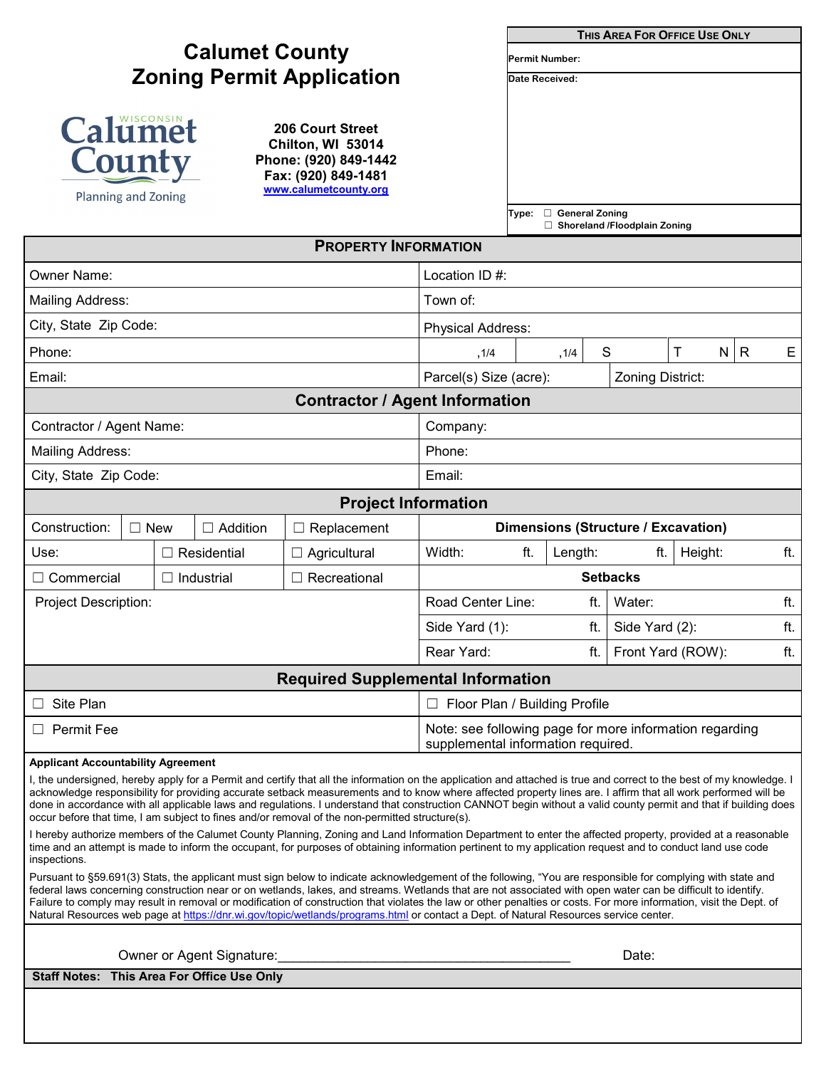# Calumet County Zoning Permit Application

Calumet County
Planning and Zoning

**206 Court Street**
**Chilton, WI 53014**
**Phone: (920) 849-1442**
**Fax: (920) 849-1481**
**www.calumetcounty.org**

| **THIS AREA FOR OFFICE USE ONLY** |
|---|
| **Permit Number:** |
| **Date Received:** |
| **Type:** ☐ General Zoning ☐ Shoreland /Floodplain Zoning |

## PROPERTY INFORMATION

| | |
|---|---|
| Owner Name: | Location ID #: |
| Mailing Address: | Town of: |
| City, State Zip Code: | Physical Address: |
| Phone: | ,1/4 ,1/4 S T N R E |
| Email: | Parcel(s) Size (acre): Zoning District: |

## Contractor / Agent Information

| | |
|---|---|
| Contractor / Agent Name: | Company: |
| Mailing Address: | Phone: |
| City, State Zip Code: | Email: |

## Project Information

| | | | | |
|---|---|---|---|---|
| Construction: | ☐ New | ☐ Addition | ☐ Replacement | **Dimensions (Structure / Excavation)** |
| Use: | ☐ Residential | | ☐ Agricultural | Width: ft. Length: ft. Height: ft. |
| ☐ Commercial | ☐ Industrial | | ☐ Recreational | **Setbacks** |
| Project Description: | | | | Road Center Line: ft. Water: ft. |
| | | | | Side Yard (1): ft. Side Yard (2): ft. |
| | | | | Rear Yard: ft. Front Yard (ROW): ft. |

## Required Supplemental Information

| | |
|---|---|
| ☐ Site Plan | ☐ Floor Plan / Building Profile |
| ☐ Permit Fee | Note: see following page for more information regarding supplemental information required. |

**Applicant Accountability Agreement**

I, the undersigned, hereby apply for a Permit and certify that all the information on the application and attached is true and correct to the best of my knowledge. I acknowledge responsibility for providing accurate setback measurements and to know where affected property lines are. I affirm that all work performed will be done in accordance with all applicable laws and regulations. I understand that construction CANNOT begin without a valid county permit and that if building does occur before that time, I am subject to fines and/or removal of the non-permitted structure(s).

I hereby authorize members of the Calumet County Planning, Zoning and Land Information Department to enter the affected property, provided at a reasonable time and an attempt is made to inform the occupant, for purposes of obtaining information pertinent to my application request and to conduct land use code inspections.

Pursuant to §59.691(3) Stats, the applicant must sign below to indicate acknowledgement of the following, "You are responsible for complying with state and federal laws concerning construction near or on wetlands, lakes, and streams. Wetlands that are not associated with open water can be difficult to identify. Failure to comply may result in removal or modification of construction that violates the law or other penalties or costs. For more information, visit the Dept. of Natural Resources web page at https://dnr.wi.gov/topic/wetlands/programs.html or contact a Dept. of Natural Resources service center.

Owner or Agent Signature:________________________________________ Date:

**Staff Notes: This Area For Office Use Only**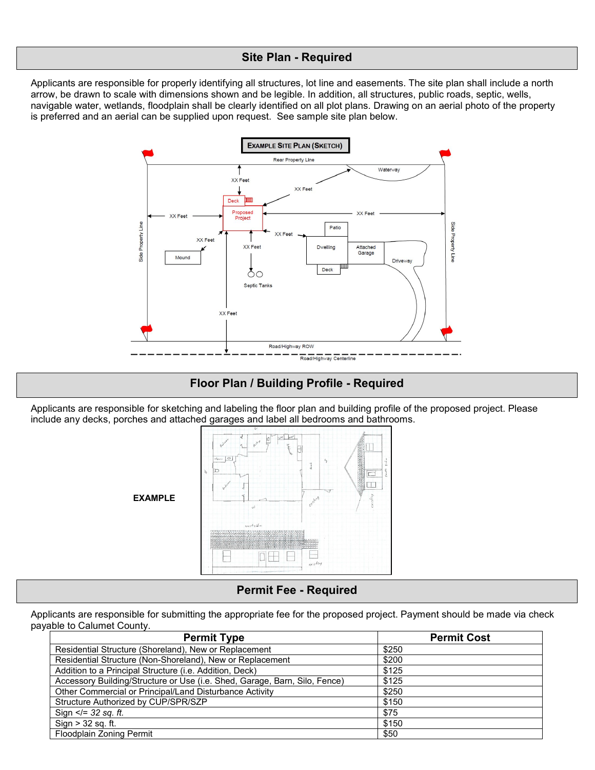## Site Plan - Required

Applicants are responsible for properly identifying all structures, lot line and easements. The site plan shall include a north arrow, be drawn to scale with dimensions shown and be legible. In addition, all structures, public roads, septic, wells, navigable water, wetlands, floodplain shall be clearly identified on all plot plans. Drawing on an aerial photo of the property is preferred and an aerial can be supplied upon request. See sample site plan below.

EXAMPLE SITE PLAN (SKETCH)

Rear Property Line
Waterway
XX Feet
XX Feet
Deck
Proposed Project
XX Feet
XX Feet
Patio
XX Feet
XX Feet
Side Property Line
XX Feet
Dwelling
Attached Garage
Side Property Line
Mound
Driveway
Deck
Septic Tanks
XX Feet
Road/Highway ROW
Road/Highway Centerline

## Floor Plan / Building Profile - Required

Applicants are responsible for sketching and labeling the floor plan and building profile of the proposed project. Please include any decks, porches and attached garages and label all bedrooms and bathrooms.

**EXAMPLE**

## Permit Fee - Required

Applicants are responsible for submitting the appropriate fee for the proposed project. Payment should be made via check payable to Calumet County.

| Permit Type | Permit Cost |
|---|---|
| Residential Structure (Shoreland), New or Replacement | $250 |
| Residential Structure (Non-Shoreland), New or Replacement | $200 |
| Addition to a Principal Structure (i.e. Addition, Deck) | $125 |
| Accessory Building/Structure or Use (i.e. Shed, Garage, Barn, Silo, Fence) | $125 |
| Other Commercial or Principal/Land Disturbance Activity | $250 |
| Structure Authorized by CUP/SPR/SZP | $150 |
| Sign </= *32 sq. ft.* | $75 |
| Sign > 32 sq. ft. | $150 |
| Floodplain Zoning Permit | $50 |